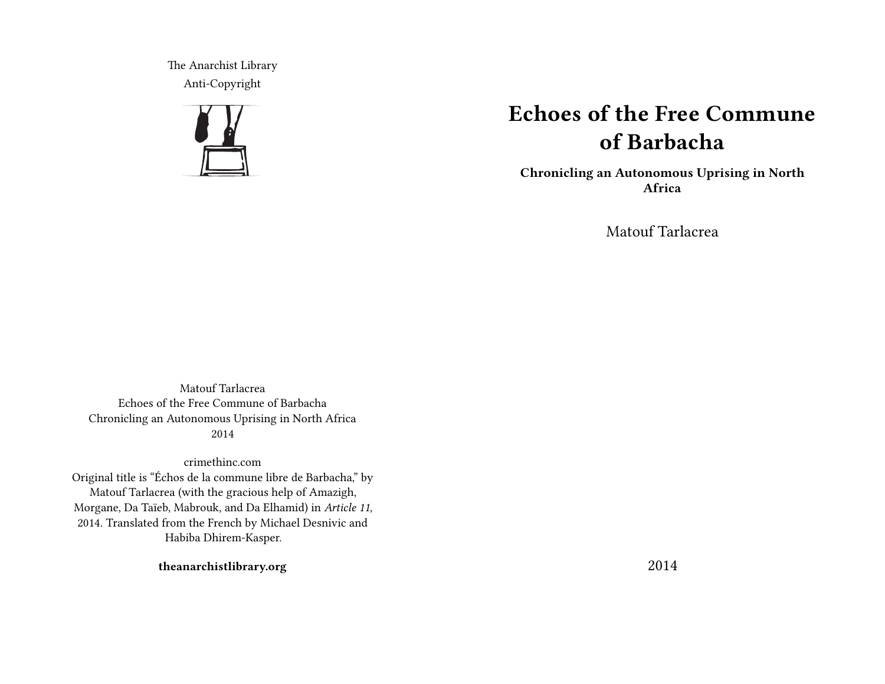The Anarchist Library
Anti-Copyright

Matouf Tarlacrea
Echoes of the Free Commune of Barbacha
Chronicling an Autonomous Uprising in North Africa
2014

crimethinc.com
Original title is "Échos de la commune libre de Barbacha," by Matouf Tarlacrea (with the gracious help of Amazigh, Morgane, Da Taïeb, Mabrouk, and Da Elhamid) in *Article 11,* 2014. Translated from the French by Michael Desnivic and Habiba Dhirem-Kasper.

**theanarchistlibrary.org**

# Echoes of the Free Commune of Barbacha

**Chronicling an Autonomous Uprising in North Africa**

Matouf Tarlacrea

2014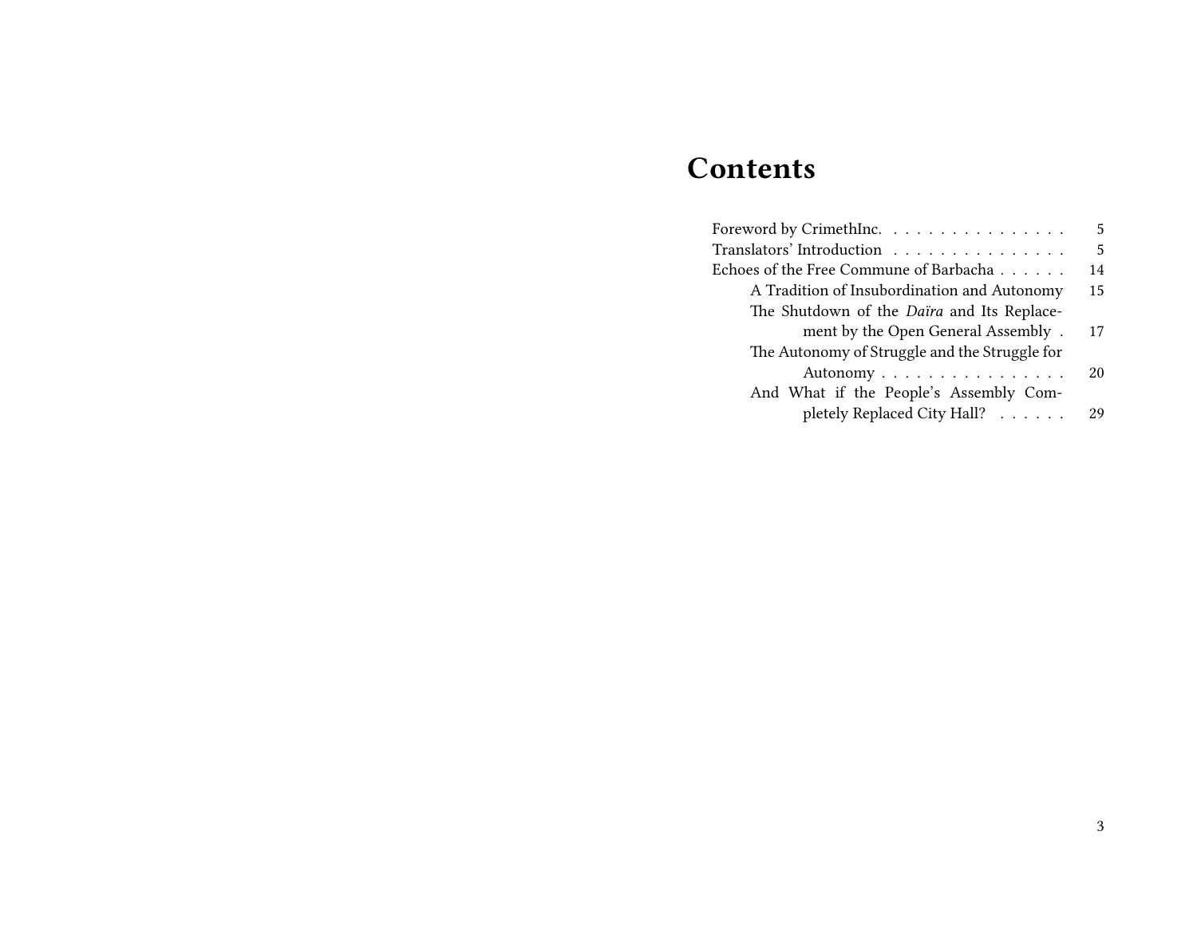# Contents

- Foreword by CrimethInc. . . . . . . . . . . . . . . . 5
- Translators' Introduction . . . . . . . . . . . . . . . 5
- Echoes of the Free Commune of Barbacha . . . . . . 14
  - A Tradition of Insubordination and Autonomy 15
  - The Shutdown of the *Daïra* and Its Replacement by the Open General Assembly . 17
  - The Autonomy of Struggle and the Struggle for Autonomy . . . . . . . . . . . . . . . . 20
  - And What if the People's Assembly Completely Replaced City Hall? . . . . . . 29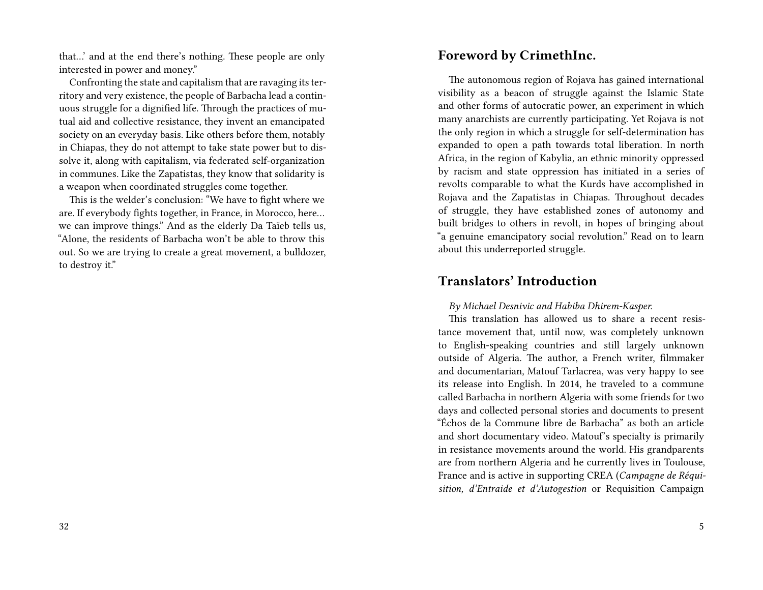that…' and at the end there's nothing. These people are only interested in power and money."

Confronting the state and capitalism that are ravaging its territory and very existence, the people of Barbacha lead a continuous struggle for a dignified life. Through the practices of mutual aid and collective resistance, they invent an emancipated society on an everyday basis. Like others before them, notably in Chiapas, they do not attempt to take state power but to dissolve it, along with capitalism, via federated self-organization in communes. Like the Zapatistas, they know that solidarity is a weapon when coordinated struggles come together.

This is the welder's conclusion: "We have to fight where we are. If everybody fights together, in France, in Morocco, here… we can improve things." And as the elderly Da Taïeb tells us, "Alone, the residents of Barbacha won't be able to throw this out. So we are trying to create a great movement, a bulldozer, to destroy it."

## Foreword by CrimethInc.

The autonomous region of Rojava has gained international visibility as a beacon of struggle against the Islamic State and other forms of autocratic power, an experiment in which many anarchists are currently participating. Yet Rojava is not the only region in which a struggle for self-determination has expanded to open a path towards total liberation. In north Africa, in the region of Kabylia, an ethnic minority oppressed by racism and state oppression has initiated in a series of revolts comparable to what the Kurds have accomplished in Rojava and the Zapatistas in Chiapas. Throughout decades of struggle, they have established zones of autonomy and built bridges to others in revolt, in hopes of bringing about "a genuine emancipatory social revolution." Read on to learn about this underreported struggle.

## Translators' Introduction

*By Michael Desnivic and Habiba Dhirem-Kasper.*

This translation has allowed us to share a recent resistance movement that, until now, was completely unknown to English-speaking countries and still largely unknown outside of Algeria. The author, a French writer, filmmaker and documentarian, Matouf Tarlacrea, was very happy to see its release into English. In 2014, he traveled to a commune called Barbacha in northern Algeria with some friends for two days and collected personal stories and documents to present "Échos de la Commune libre de Barbacha" as both an article and short documentary video. Matouf's specialty is primarily in resistance movements around the world. His grandparents are from northern Algeria and he currently lives in Toulouse, France and is active in supporting CREA (*Campagne de Réquisition, d'Entraide et d'Autogestion* or Requisition Campaign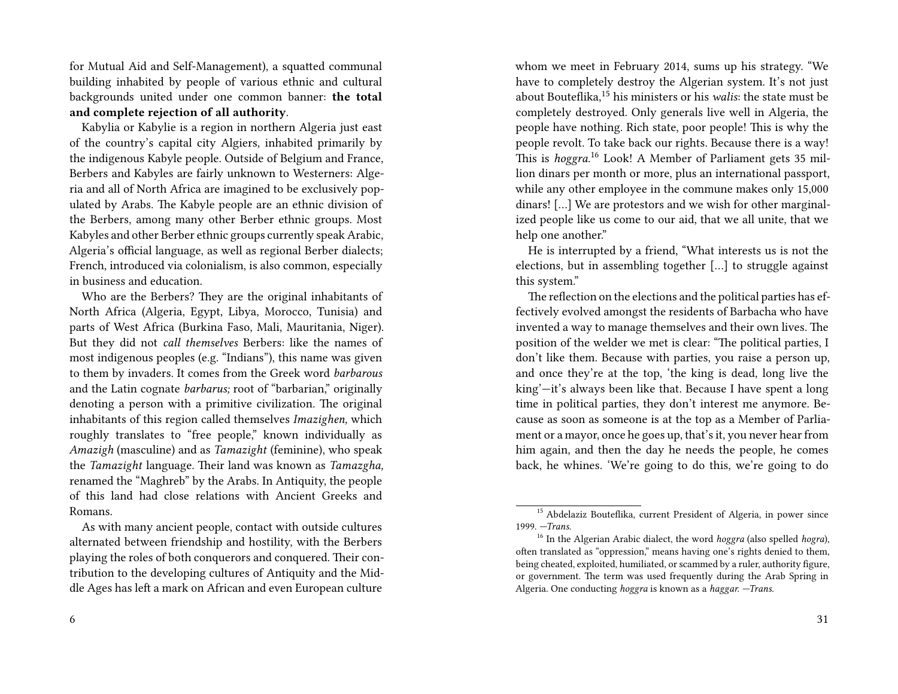for Mutual Aid and Self-Management), a squatted communal building inhabited by people of various ethnic and cultural backgrounds united under one common banner: **the total and complete rejection of all authority**.

Kabylia or Kabylie is a region in northern Algeria just east of the country's capital city Algiers, inhabited primarily by the indigenous Kabyle people. Outside of Belgium and France, Berbers and Kabyles are fairly unknown to Westerners: Algeria and all of North Africa are imagined to be exclusively populated by Arabs. The Kabyle people are an ethnic division of the Berbers, among many other Berber ethnic groups. Most Kabyles and other Berber ethnic groups currently speak Arabic, Algeria's official language, as well as regional Berber dialects; French, introduced via colonialism, is also common, especially in business and education.

Who are the Berbers? They are the original inhabitants of North Africa (Algeria, Egypt, Libya, Morocco, Tunisia) and parts of West Africa (Burkina Faso, Mali, Mauritania, Niger). But they did not *call themselves* Berbers: like the names of most indigenous peoples (e.g. "Indians"), this name was given to them by invaders. It comes from the Greek word *barbarous* and the Latin cognate *barbarus;* root of "barbarian," originally denoting a person with a primitive civilization. The original inhabitants of this region called themselves *Imazighen,* which roughly translates to "free people," known individually as *Amazigh* (masculine) and as *Tamazight* (feminine), who speak the *Tamazight* language. Their land was known as *Tamazgha,* renamed the "Maghreb" by the Arabs. In Antiquity, the people of this land had close relations with Ancient Greeks and Romans.

As with many ancient people, contact with outside cultures alternated between friendship and hostility, with the Berbers playing the roles of both conquerors and conquered. Their contribution to the developing cultures of Antiquity and the Middle Ages has left a mark on African and even European culture

whom we meet in February 2014, sums up his strategy. "We have to completely destroy the Algerian system. It's not just about Bouteflika,[15] his ministers or his *walis*: the state must be completely destroyed. Only generals live well in Algeria, the people have nothing. Rich state, poor people! This is why the people revolt. To take back our rights. Because there is a way! This is *hoggra.*[16] Look! A Member of Parliament gets 35 million dinars per month or more, plus an international passport, while any other employee in the commune makes only 15,000 dinars! […] We are protestors and we wish for other marginalized people like us come to our aid, that we all unite, that we help one another."

He is interrupted by a friend, "What interests us is not the elections, but in assembling together […] to struggle against this system."

The reflection on the elections and the political parties has effectively evolved amongst the residents of Barbacha who have invented a way to manage themselves and their own lives. The position of the welder we met is clear: "The political parties, I don't like them. Because with parties, you raise a person up, and once they're at the top, 'the king is dead, long live the king'—it's always been like that. Because I have spent a long time in political parties, they don't interest me anymore. Because as soon as someone is at the top as a Member of Parliament or a mayor, once he goes up, that's it, you never hear from him again, and then the day he needs the people, he comes back, he whines. 'We're going to do this, we're going to do

[15] Abdelaziz Bouteflika, current President of Algeria, in power since 1999. *—Trans.*

[16] In the Algerian Arabic dialect, the word *hoggra* (also spelled *hogra*), often translated as "oppression," means having one's rights denied to them, being cheated, exploited, humiliated, or scammed by a ruler, authority figure, or government. The term was used frequently during the Arab Spring in Algeria. One conducting *hoggra* is known as a *haggar. —Trans.*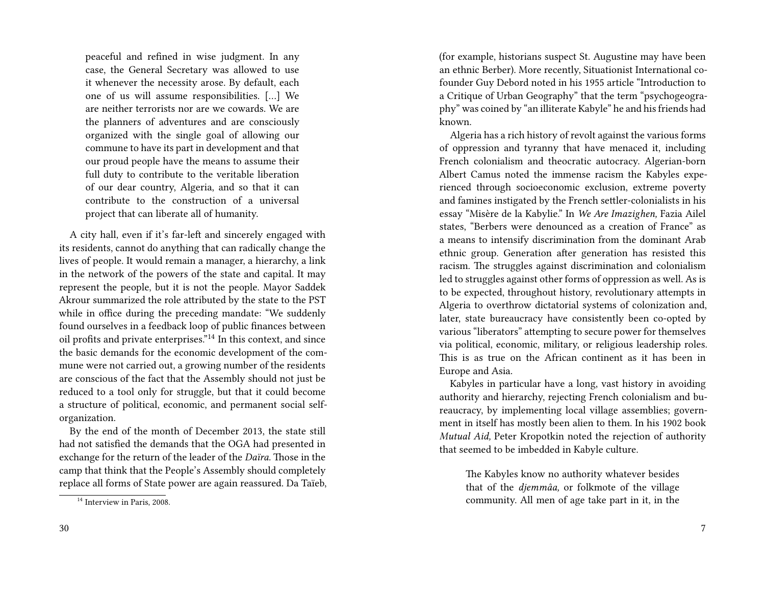> peaceful and refined in wise judgment. In any case, the General Secretary was allowed to use it whenever the necessity arose. By default, each one of us will assume responsibilities. […] We are neither terrorists nor are we cowards. We are the planners of adventures and are consciously organized with the single goal of allowing our commune to have its part in development and that our proud people have the means to assume their full duty to contribute to the veritable liberation of our dear country, Algeria, and so that it can contribute to the construction of a universal project that can liberate all of humanity.

A city hall, even if it's far-left and sincerely engaged with its residents, cannot do anything that can radically change the lives of people. It would remain a manager, a hierarchy, a link in the network of the powers of the state and capital. It may represent the people, but it is not the people. Mayor Saddek Akrour summarized the role attributed by the state to the PST while in office during the preceding mandate: "We suddenly found ourselves in a feedback loop of public finances between oil profits and private enterprises."[14] In this context, and since the basic demands for the economic development of the commune were not carried out, a growing number of the residents are conscious of the fact that the Assembly should not just be reduced to a tool only for struggle, but that it could become a structure of political, economic, and permanent social self-organization.

By the end of the month of December 2013, the state still had not satisfied the demands that the OGA had presented in exchange for the return of the leader of the *Daïra.* Those in the camp that think that the People's Assembly should completely replace all forms of State power are again reassured. Da Taïeb,

[14] Interview in Paris, 2008.

(for example, historians suspect St. Augustine may have been an ethnic Berber). More recently, Situationist International co-founder Guy Debord noted in his 1955 article "Introduction to a Critique of Urban Geography" that the term "psychogeography" was coined by "an illiterate Kabyle" he and his friends had known.

Algeria has a rich history of revolt against the various forms of oppression and tyranny that have menaced it, including French colonialism and theocratic autocracy. Algerian-born Albert Camus noted the immense racism the Kabyles experienced through socioeconomic exclusion, extreme poverty and famines instigated by the French settler-colonialists in his essay "Misère de la Kabylie." In *We Are Imazighen,* Fazia Ailel states, "Berbers were denounced as a creation of France" as a means to intensify discrimination from the dominant Arab ethnic group. Generation after generation has resisted this racism. The struggles against discrimination and colonialism led to struggles against other forms of oppression as well. As is to be expected, throughout history, revolutionary attempts in Algeria to overthrow dictatorial systems of colonization and, later, state bureaucracy have consistently been co-opted by various "liberators" attempting to secure power for themselves via political, economic, military, or religious leadership roles. This is as true on the African continent as it has been in Europe and Asia.

Kabyles in particular have a long, vast history in avoiding authority and hierarchy, rejecting French colonialism and bureaucracy, by implementing local village assemblies; government in itself has mostly been alien to them. In his 1902 book *Mutual Aid,* Peter Kropotkin noted the rejection of authority that seemed to be imbedded in Kabyle culture.

> The Kabyles know no authority whatever besides that of the *djemmâa,* or folkmote of the village community. All men of age take part in it, in the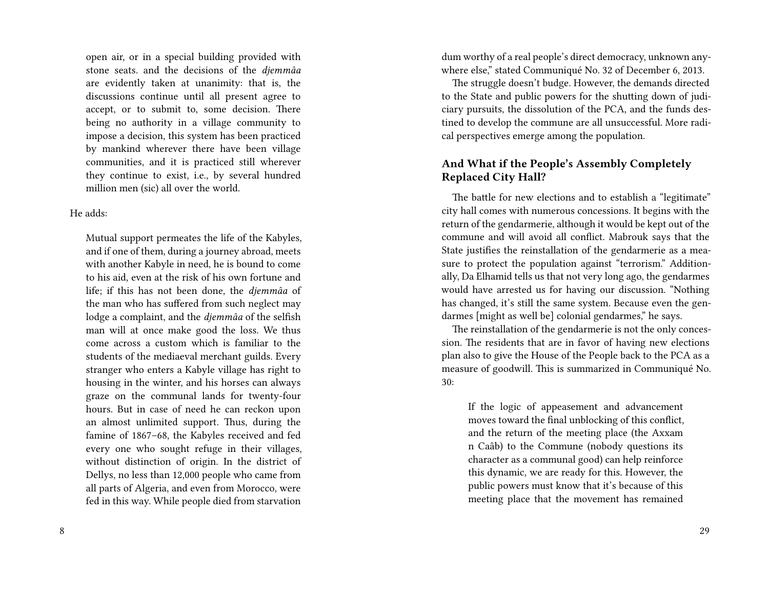open air, or in a special building provided with stone seats. and the decisions of the *djemmâa* are evidently taken at unanimity: that is, the discussions continue until all present agree to accept, or to submit to, some decision. There being no authority in a village community to impose a decision, this system has been practiced by mankind wherever there have been village communities, and it is practiced still wherever they continue to exist, i.e., by several hundred million men (sic) all over the world.

He adds:

> Mutual support permeates the life of the Kabyles, and if one of them, during a journey abroad, meets with another Kabyle in need, he is bound to come to his aid, even at the risk of his own fortune and life; if this has not been done, the *djemmâa* of the man who has suffered from such neglect may lodge a complaint, and the *djemmâa* of the selfish man will at once make good the loss. We thus come across a custom which is familiar to the students of the mediaeval merchant guilds. Every stranger who enters a Kabyle village has right to housing in the winter, and his horses can always graze on the communal lands for twenty-four hours. But in case of need he can reckon upon an almost unlimited support. Thus, during the famine of 1867–68, the Kabyles received and fed every one who sought refuge in their villages, without distinction of origin. In the district of Dellys, no less than 12,000 people who came from all parts of Algeria, and even from Morocco, were fed in this way. While people died from starvation

dum worthy of a real people's direct democracy, unknown anywhere else," stated Communiqué No. 32 of December 6, 2013.

The struggle doesn't budge. However, the demands directed to the State and public powers for the shutting down of judiciary pursuits, the dissolution of the PCA, and the funds destined to develop the commune are all unsuccessful. More radical perspectives emerge among the population.

### And What if the People's Assembly Completely Replaced City Hall?

The battle for new elections and to establish a "legitimate" city hall comes with numerous concessions. It begins with the return of the gendarmerie, although it would be kept out of the commune and will avoid all conflict. Mabrouk says that the State justifies the reinstallation of the gendarmerie as a measure to protect the population against "terrorism." Additionally, Da Elhamid tells us that not very long ago, the gendarmes would have arrested us for having our discussion. "Nothing has changed, it's still the same system. Because even the gendarmes [might as well be] colonial gendarmes," he says.

The reinstallation of the gendarmerie is not the only concession. The residents that are in favor of having new elections plan also to give the House of the People back to the PCA as a measure of goodwill. This is summarized in Communiqué No. 30:

> If the logic of appeasement and advancement moves toward the final unblocking of this conflict, and the return of the meeting place (the Axxam n Caâb) to the Commune (nobody questions its character as a communal good) can help reinforce this dynamic, we are ready for this. However, the public powers must know that it's because of this meeting place that the movement has remained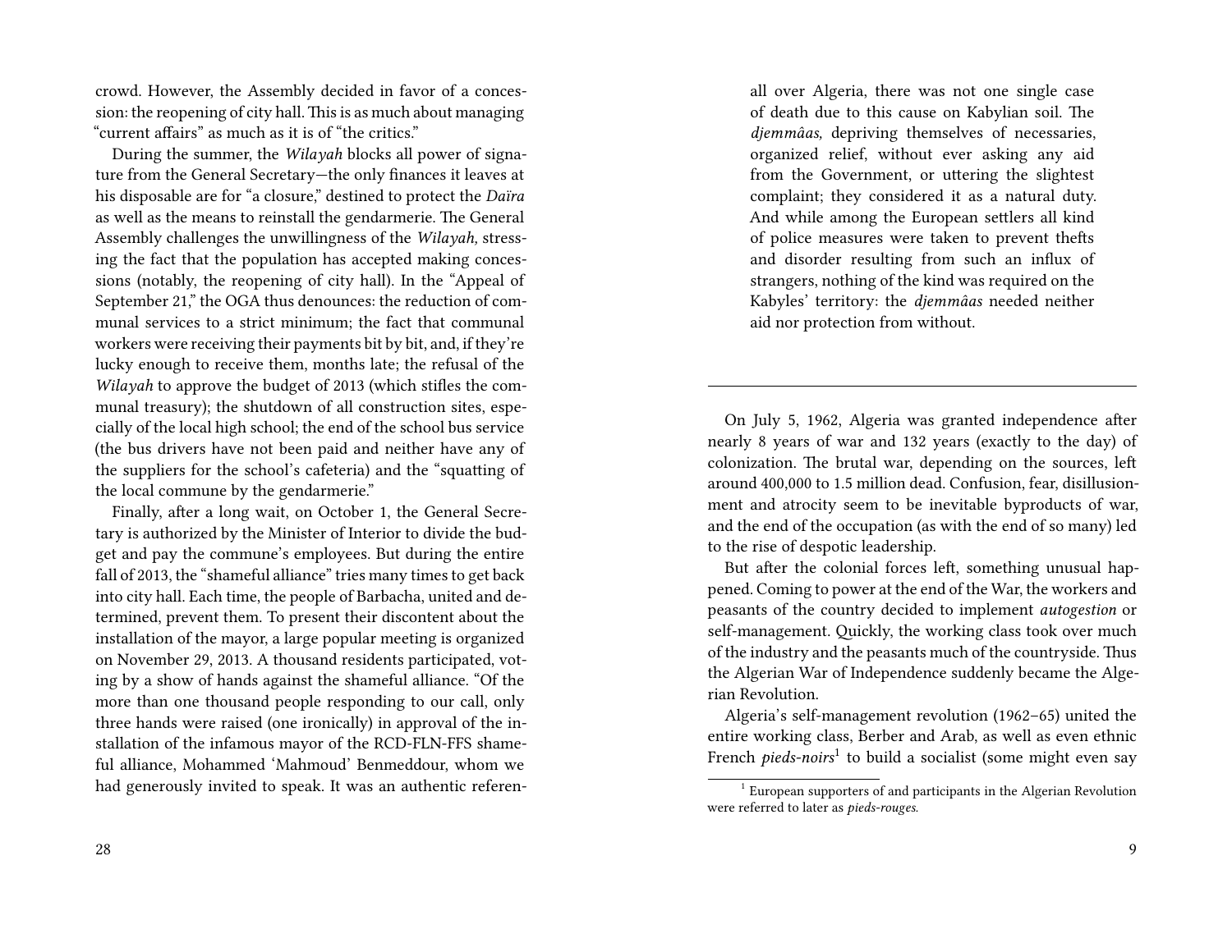crowd. However, the Assembly decided in favor of a concession: the reopening of city hall. This is as much about managing "current affairs" as much as it is of "the critics."

During the summer, the *Wilayah* blocks all power of signature from the General Secretary—the only finances it leaves at his disposable are for "a closure," destined to protect the *Daïra* as well as the means to reinstall the gendarmerie. The General Assembly challenges the unwillingness of the *Wilayah,* stressing the fact that the population has accepted making concessions (notably, the reopening of city hall). In the "Appeal of September 21," the OGA thus denounces: the reduction of communal services to a strict minimum; the fact that communal workers were receiving their payments bit by bit, and, if they're lucky enough to receive them, months late; the refusal of the *Wilayah* to approve the budget of 2013 (which stifles the communal treasury); the shutdown of all construction sites, especially of the local high school; the end of the school bus service (the bus drivers have not been paid and neither have any of the suppliers for the school's cafeteria) and the "squatting of the local commune by the gendarmerie."

Finally, after a long wait, on October 1, the General Secretary is authorized by the Minister of Interior to divide the budget and pay the commune's employees. But during the entire fall of 2013, the "shameful alliance" tries many times to get back into city hall. Each time, the people of Barbacha, united and determined, prevent them. To present their discontent about the installation of the mayor, a large popular meeting is organized on November 29, 2013. A thousand residents participated, voting by a show of hands against the shameful alliance. "Of the more than one thousand people responding to our call, only three hands were raised (one ironically) in approval of the installation of the infamous mayor of the RCD-FLN-FFS shameful alliance, Mohammed 'Mahmoud' Benmeddour, whom we had generously invited to speak. It was an authentic referen-

> all over Algeria, there was not one single case of death due to this cause on Kabylian soil. The *djemmâas,* depriving themselves of necessaries, organized relief, without ever asking any aid from the Government, or uttering the slightest complaint; they considered it as a natural duty. And while among the European settlers all kind of police measures were taken to prevent thefts and disorder resulting from such an influx of strangers, nothing of the kind was required on the Kabyles' territory: the *djemmâas* needed neither aid nor protection from without.

---

On July 5, 1962, Algeria was granted independence after nearly 8 years of war and 132 years (exactly to the day) of colonization. The brutal war, depending on the sources, left around 400,000 to 1.5 million dead. Confusion, fear, disillusionment and atrocity seem to be inevitable byproducts of war, and the end of the occupation (as with the end of so many) led to the rise of despotic leadership.

But after the colonial forces left, something unusual happened. Coming to power at the end of the War, the workers and peasants of the country decided to implement *autogestion* or self-management. Quickly, the working class took over much of the industry and the peasants much of the countryside. Thus the Algerian War of Independence suddenly became the Algerian Revolution.

Algeria's self-management revolution (1962–65) united the entire working class, Berber and Arab, as well as even ethnic French *pieds-noirs*[1] to build a socialist (some might even say

[1] European supporters of and participants in the Algerian Revolution were referred to later as *pieds-rouges.*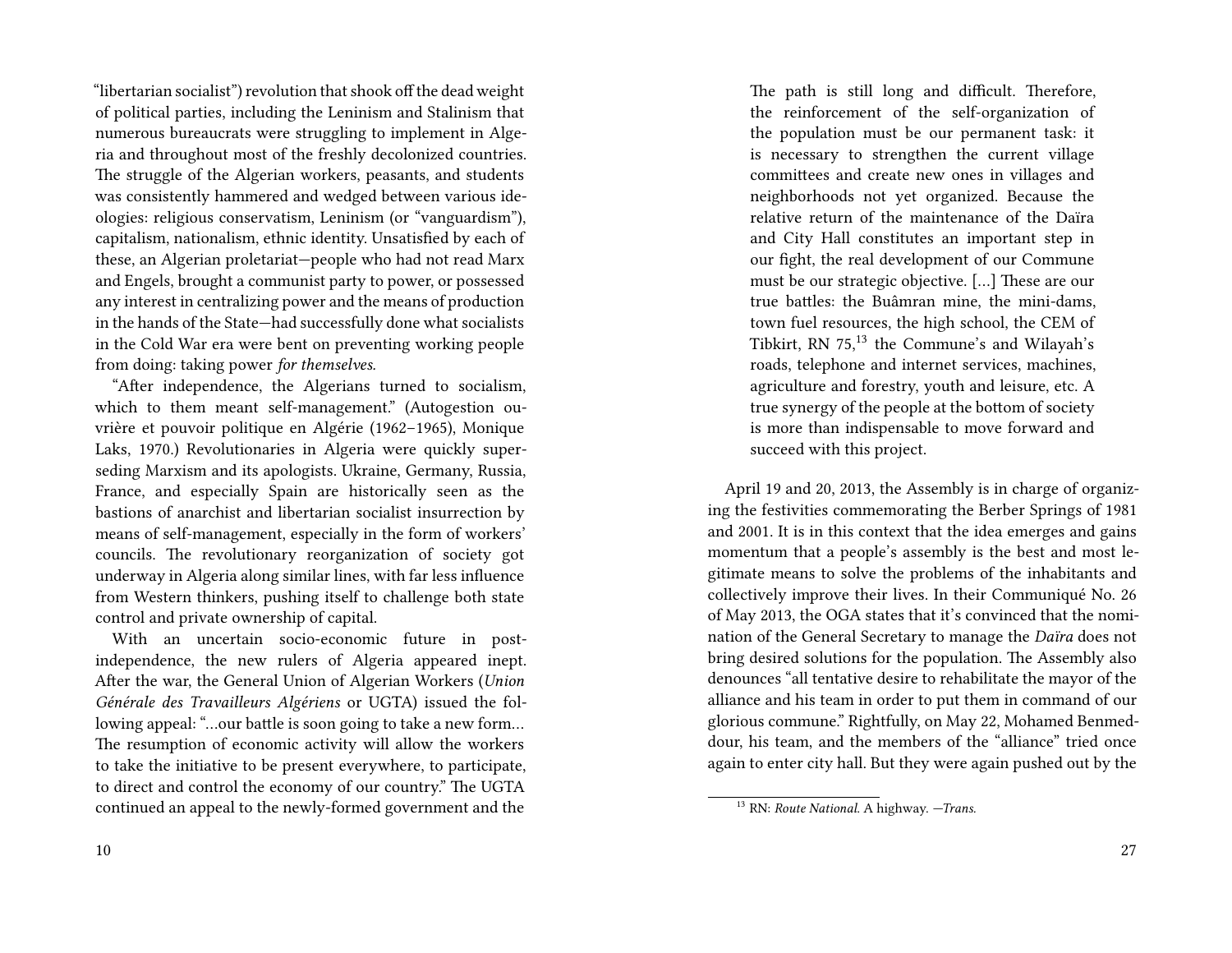"libertarian socialist") revolution that shook off the dead weight of political parties, including the Leninism and Stalinism that numerous bureaucrats were struggling to implement in Algeria and throughout most of the freshly decolonized countries. The struggle of the Algerian workers, peasants, and students was consistently hammered and wedged between various ideologies: religious conservatism, Leninism (or "vanguardism"), capitalism, nationalism, ethnic identity. Unsatisfied by each of these, an Algerian proletariat—people who had not read Marx and Engels, brought a communist party to power, or possessed any interest in centralizing power and the means of production in the hands of the State—had successfully done what socialists in the Cold War era were bent on preventing working people from doing: taking power *for themselves.*

"After independence, the Algerians turned to socialism, which to them meant self-management." (Autogestion ouvrière et pouvoir politique en Algérie (1962–1965), Monique Laks, 1970.) Revolutionaries in Algeria were quickly superseding Marxism and its apologists. Ukraine, Germany, Russia, France, and especially Spain are historically seen as the bastions of anarchist and libertarian socialist insurrection by means of self-management, especially in the form of workers' councils. The revolutionary reorganization of society got underway in Algeria along similar lines, with far less influence from Western thinkers, pushing itself to challenge both state control and private ownership of capital.

With an uncertain socio-economic future in post-independence, the new rulers of Algeria appeared inept. After the war, the General Union of Algerian Workers (*Union Générale des Travailleurs Algériens* or UGTA) issued the following appeal: "…our battle is soon going to take a new form… The resumption of economic activity will allow the workers to take the initiative to be present everywhere, to participate, to direct and control the economy of our country." The UGTA continued an appeal to the newly-formed government and the

> The path is still long and difficult. Therefore, the reinforcement of the self-organization of the population must be our permanent task: it is necessary to strengthen the current village committees and create new ones in villages and neighborhoods not yet organized. Because the relative return of the maintenance of the Daïra and City Hall constitutes an important step in our fight, the real development of our Commune must be our strategic objective. […] These are our true battles: the Buâmran mine, the mini-dams, town fuel resources, the high school, the CEM of Tibkirt, RN 75,[13] the Commune's and Wilayah's roads, telephone and internet services, machines, agriculture and forestry, youth and leisure, etc. A true synergy of the people at the bottom of society is more than indispensable to move forward and succeed with this project.

April 19 and 20, 2013, the Assembly is in charge of organizing the festivities commemorating the Berber Springs of 1981 and 2001. It is in this context that the idea emerges and gains momentum that a people's assembly is the best and most legitimate means to solve the problems of the inhabitants and collectively improve their lives. In their Communiqué No. 26 of May 2013, the OGA states that it's convinced that the nomination of the General Secretary to manage the *Daïra* does not bring desired solutions for the population. The Assembly also denounces "all tentative desire to rehabilitate the mayor of the alliance and his team in order to put them in command of our glorious commune." Rightfully, on May 22, Mohamed Benmeddour, his team, and the members of the "alliance" tried once again to enter city hall. But they were again pushed out by the

[13] RN: *Route National.* A highway. —*Trans.*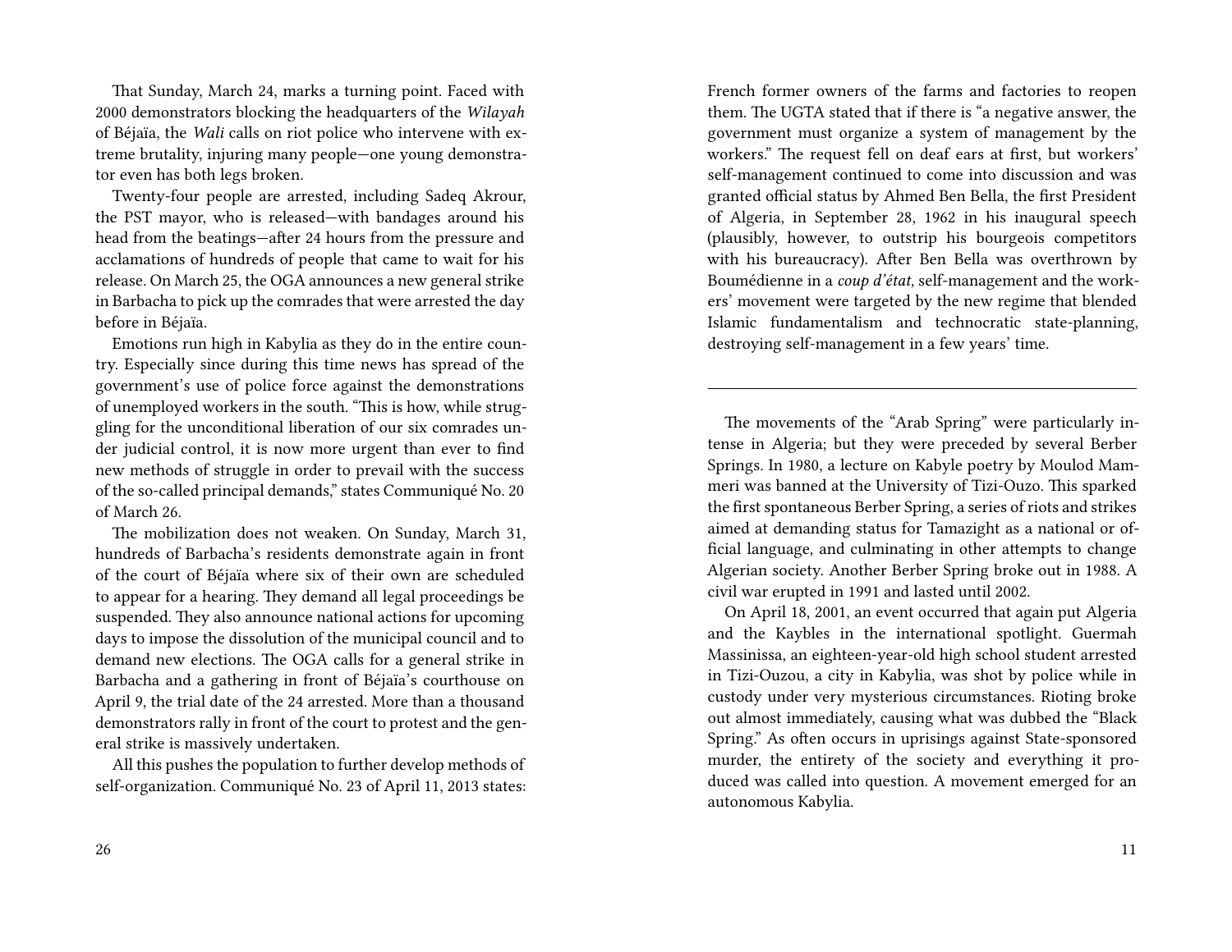That Sunday, March 24, marks a turning point. Faced with 2000 demonstrators blocking the headquarters of the *Wilayah* of Béjaïa, the *Wali* calls on riot police who intervene with extreme brutality, injuring many people—one young demonstrator even has both legs broken.

Twenty-four people are arrested, including Sadeq Akrour, the PST mayor, who is released—with bandages around his head from the beatings—after 24 hours from the pressure and acclamations of hundreds of people that came to wait for his release. On March 25, the OGA announces a new general strike in Barbacha to pick up the comrades that were arrested the day before in Béjaïa.

Emotions run high in Kabylia as they do in the entire country. Especially since during this time news has spread of the government's use of police force against the demonstrations of unemployed workers in the south. "This is how, while struggling for the unconditional liberation of our six comrades under judicial control, it is now more urgent than ever to find new methods of struggle in order to prevail with the success of the so-called principal demands," states Communiqué No. 20 of March 26.

The mobilization does not weaken. On Sunday, March 31, hundreds of Barbacha's residents demonstrate again in front of the court of Béjaïa where six of their own are scheduled to appear for a hearing. They demand all legal proceedings be suspended. They also announce national actions for upcoming days to impose the dissolution of the municipal council and to demand new elections. The OGA calls for a general strike in Barbacha and a gathering in front of Béjaïa's courthouse on April 9, the trial date of the 24 arrested. More than a thousand demonstrators rally in front of the court to protest and the general strike is massively undertaken.

All this pushes the population to further develop methods of self-organization. Communiqué No. 23 of April 11, 2013 states:

French former owners of the farms and factories to reopen them. The UGTA stated that if there is "a negative answer, the government must organize a system of management by the workers." The request fell on deaf ears at first, but workers' self-management continued to come into discussion and was granted official status by Ahmed Ben Bella, the first President of Algeria, in September 28, 1962 in his inaugural speech (plausibly, however, to outstrip his bourgeois competitors with his bureaucracy). After Ben Bella was overthrown by Boumédienne in a *coup d'état,* self-management and the workers' movement were targeted by the new regime that blended Islamic fundamentalism and technocratic state-planning, destroying self-management in a few years' time.

---

The movements of the "Arab Spring" were particularly intense in Algeria; but they were preceded by several Berber Springs. In 1980, a lecture on Kabyle poetry by Moulod Mammeri was banned at the University of Tizi-Ouzo. This sparked the first spontaneous Berber Spring, a series of riots and strikes aimed at demanding status for Tamazight as a national or official language, and culminating in other attempts to change Algerian society. Another Berber Spring broke out in 1988. A civil war erupted in 1991 and lasted until 2002.

On April 18, 2001, an event occurred that again put Algeria and the Kaybles in the international spotlight. Guermah Massinissa, an eighteen-year-old high school student arrested in Tizi-Ouzou, a city in Kabylia, was shot by police while in custody under very mysterious circumstances. Rioting broke out almost immediately, causing what was dubbed the "Black Spring." As often occurs in uprisings against State-sponsored murder, the entirety of the society and everything it produced was called into question. A movement emerged for an autonomous Kabylia.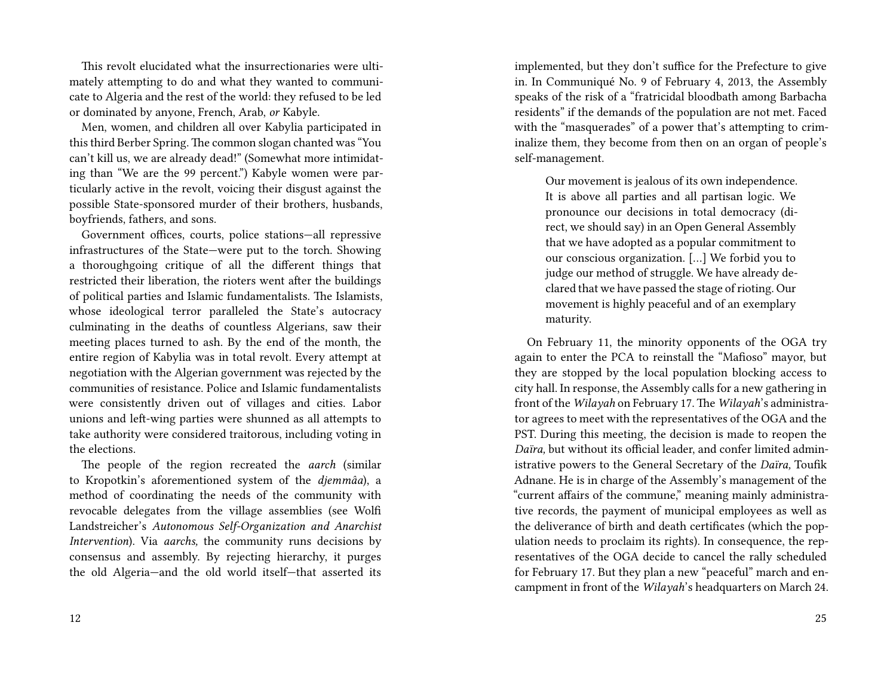This revolt elucidated what the insurrectionaries were ultimately attempting to do and what they wanted to communicate to Algeria and the rest of the world: they refused to be led or dominated by anyone, French, Arab, *or* Kabyle.

Men, women, and children all over Kabylia participated in this third Berber Spring. The common slogan chanted was "You can't kill us, we are already dead!" (Somewhat more intimidating than "We are the 99 percent.") Kabyle women were particularly active in the revolt, voicing their disgust against the possible State-sponsored murder of their brothers, husbands, boyfriends, fathers, and sons.

Government offices, courts, police stations—all repressive infrastructures of the State—were put to the torch. Showing a thoroughgoing critique of all the different things that restricted their liberation, the rioters went after the buildings of political parties and Islamic fundamentalists. The Islamists, whose ideological terror paralleled the State's autocracy culminating in the deaths of countless Algerians, saw their meeting places turned to ash. By the end of the month, the entire region of Kabylia was in total revolt. Every attempt at negotiation with the Algerian government was rejected by the communities of resistance. Police and Islamic fundamentalists were consistently driven out of villages and cities. Labor unions and left-wing parties were shunned as all attempts to take authority were considered traitorous, including voting in the elections.

The people of the region recreated the *aarch* (similar to Kropotkin's aforementioned system of the *djemmâa*), a method of coordinating the needs of the community with revocable delegates from the village assemblies (see Wolfi Landstreicher's *Autonomous Self-Organization and Anarchist Intervention*). Via *aarchs,* the community runs decisions by consensus and assembly. By rejecting hierarchy, it purges the old Algeria—and the old world itself—that asserted its

implemented, but they don't suffice for the Prefecture to give in. In Communiqué No. 9 of February 4, 2013, the Assembly speaks of the risk of a "fratricidal bloodbath among Barbacha residents" if the demands of the population are not met. Faced with the "masquerades" of a power that's attempting to criminalize them, they become from then on an organ of people's self-management.

> Our movement is jealous of its own independence. It is above all parties and all partisan logic. We pronounce our decisions in total democracy (direct, we should say) in an Open General Assembly that we have adopted as a popular commitment to our conscious organization. […] We forbid you to judge our method of struggle. We have already declared that we have passed the stage of rioting. Our movement is highly peaceful and of an exemplary maturity.

On February 11, the minority opponents of the OGA try again to enter the PCA to reinstall the "Mafioso" mayor, but they are stopped by the local population blocking access to city hall. In response, the Assembly calls for a new gathering in front of the *Wilayah* on February 17. The *Wilayah*'s administrator agrees to meet with the representatives of the OGA and the PST. During this meeting, the decision is made to reopen the *Daïra,* but without its official leader, and confer limited administrative powers to the General Secretary of the *Daïra,* Toufik Adnane. He is in charge of the Assembly's management of the "current affairs of the commune," meaning mainly administrative records, the payment of municipal employees as well as the deliverance of birth and death certificates (which the population needs to proclaim its rights). In consequence, the representatives of the OGA decide to cancel the rally scheduled for February 17. But they plan a new "peaceful" march and encampment in front of the *Wilayah*'s headquarters on March 24.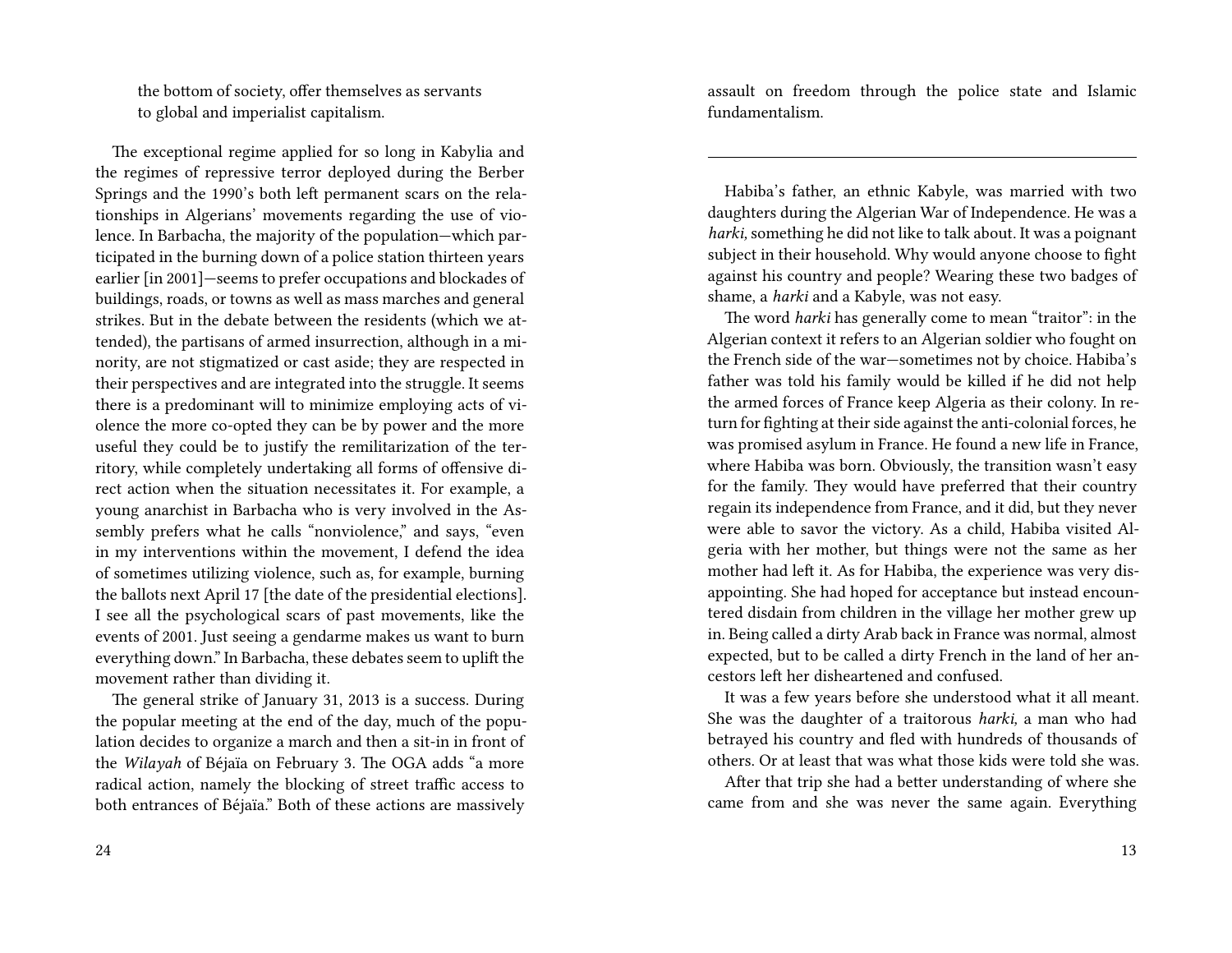the bottom of society, offer themselves as servants to global and imperialist capitalism.

The exceptional regime applied for so long in Kabylia and the regimes of repressive terror deployed during the Berber Springs and the 1990's both left permanent scars on the relationships in Algerians' movements regarding the use of violence. In Barbacha, the majority of the population—which participated in the burning down of a police station thirteen years earlier [in 2001]—seems to prefer occupations and blockades of buildings, roads, or towns as well as mass marches and general strikes. But in the debate between the residents (which we attended), the partisans of armed insurrection, although in a minority, are not stigmatized or cast aside; they are respected in their perspectives and are integrated into the struggle. It seems there is a predominant will to minimize employing acts of violence the more co-opted they can be by power and the more useful they could be to justify the remilitarization of the territory, while completely undertaking all forms of offensive direct action when the situation necessitates it. For example, a young anarchist in Barbacha who is very involved in the Assembly prefers what he calls "nonviolence," and says, "even in my interventions within the movement, I defend the idea of sometimes utilizing violence, such as, for example, burning the ballots next April 17 [the date of the presidential elections]. I see all the psychological scars of past movements, like the events of 2001. Just seeing a gendarme makes us want to burn everything down." In Barbacha, these debates seem to uplift the movement rather than dividing it.

The general strike of January 31, 2013 is a success. During the popular meeting at the end of the day, much of the population decides to organize a march and then a sit-in in front of the *Wilayah* of Béjaïa on February 3. The OGA adds "a more radical action, namely the blocking of street traffic access to both entrances of Béjaïa." Both of these actions are massively

assault on freedom through the police state and Islamic fundamentalism.

---

Habiba's father, an ethnic Kabyle, was married with two daughters during the Algerian War of Independence. He was a *harki,* something he did not like to talk about. It was a poignant subject in their household. Why would anyone choose to fight against his country and people? Wearing these two badges of shame, a *harki* and a Kabyle, was not easy.

The word *harki* has generally come to mean "traitor": in the Algerian context it refers to an Algerian soldier who fought on the French side of the war—sometimes not by choice. Habiba's father was told his family would be killed if he did not help the armed forces of France keep Algeria as their colony. In return for fighting at their side against the anti-colonial forces, he was promised asylum in France. He found a new life in France, where Habiba was born. Obviously, the transition wasn't easy for the family. They would have preferred that their country regain its independence from France, and it did, but they never were able to savor the victory. As a child, Habiba visited Algeria with her mother, but things were not the same as her mother had left it. As for Habiba, the experience was very disappointing. She had hoped for acceptance but instead encountered disdain from children in the village her mother grew up in. Being called a dirty Arab back in France was normal, almost expected, but to be called a dirty French in the land of her ancestors left her disheartened and confused.

It was a few years before she understood what it all meant. She was the daughter of a traitorous *harki,* a man who had betrayed his country and fled with hundreds of thousands of others. Or at least that was what those kids were told she was.

After that trip she had a better understanding of where she came from and she was never the same again. Everything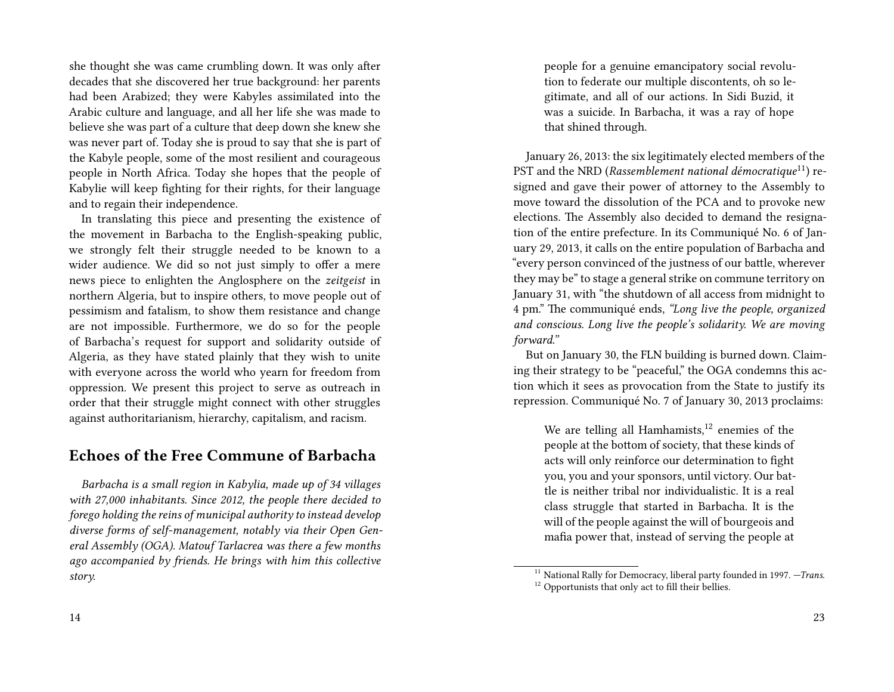she thought she was came crumbling down. It was only after decades that she discovered her true background: her parents had been Arabized; they were Kabyles assimilated into the Arabic culture and language, and all her life she was made to believe she was part of a culture that deep down she knew she was never part of. Today she is proud to say that she is part of the Kabyle people, some of the most resilient and courageous people in North Africa. Today she hopes that the people of Kabylie will keep fighting for their rights, for their language and to regain their independence.

In translating this piece and presenting the existence of the movement in Barbacha to the English-speaking public, we strongly felt their struggle needed to be known to a wider audience. We did so not just simply to offer a mere news piece to enlighten the Anglosphere on the *zeitgeist* in northern Algeria, but to inspire others, to move people out of pessimism and fatalism, to show them resistance and change are not impossible. Furthermore, we do so for the people of Barbacha's request for support and solidarity outside of Algeria, as they have stated plainly that they wish to unite with everyone across the world who yearn for freedom from oppression. We present this project to serve as outreach in order that their struggle might connect with other struggles against authoritarianism, hierarchy, capitalism, and racism.

## Echoes of the Free Commune of Barbacha

*Barbacha is a small region in Kabylia, made up of 34 villages with 27,000 inhabitants. Since 2012, the people there decided to forego holding the reins of municipal authority to instead develop diverse forms of self-management, notably via their Open General Assembly (OGA). Matouf Tarlacrea was there a few months ago accompanied by friends. He brings with him this collective story.*

> people for a genuine emancipatory social revolution to federate our multiple discontents, oh so legitimate, and all of our actions. In Sidi Buzid, it was a suicide. In Barbacha, it was a ray of hope that shined through.

January 26, 2013: the six legitimately elected members of the PST and the NRD (*Rassemblement national démocratique*[11]) resigned and gave their power of attorney to the Assembly to move toward the dissolution of the PCA and to provoke new elections. The Assembly also decided to demand the resignation of the entire prefecture. In its Communiqué No. 6 of January 29, 2013, it calls on the entire population of Barbacha and "every person convinced of the justness of our battle, wherever they may be" to stage a general strike on commune territory on January 31, with "the shutdown of all access from midnight to 4 pm." The communiqué ends, *"Long live the people, organized and conscious. Long live the people's solidarity. We are moving forward."*

But on January 30, the FLN building is burned down. Claiming their strategy to be "peaceful," the OGA condemns this action which it sees as provocation from the State to justify its repression. Communiqué No. 7 of January 30, 2013 proclaims:

> We are telling all Hamhamists,[12] enemies of the people at the bottom of society, that these kinds of acts will only reinforce our determination to fight you, you and your sponsors, until victory. Our battle is neither tribal nor individualistic. It is a real class struggle that started in Barbacha. It is the will of the people against the will of bourgeois and mafia power that, instead of serving the people at

[11] National Rally for Democracy, liberal party founded in 1997. —*Trans.*

[12] Opportunists that only act to fill their bellies.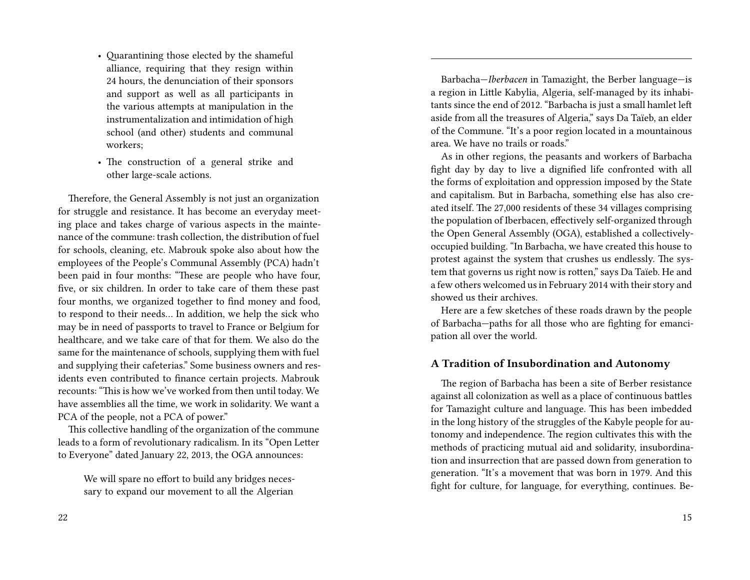- Quarantining those elected by the shameful alliance, requiring that they resign within 24 hours, the denunciation of their sponsors and support as well as all participants in the various attempts at manipulation in the instrumentalization and intimidation of high school (and other) students and communal workers;
- The construction of a general strike and other large-scale actions.

Therefore, the General Assembly is not just an organization for struggle and resistance. It has become an everyday meeting place and takes charge of various aspects in the maintenance of the commune: trash collection, the distribution of fuel for schools, cleaning, etc. Mabrouk spoke also about how the employees of the People's Communal Assembly (PCA) hadn't been paid in four months: "These are people who have four, five, or six children. In order to take care of them these past four months, we organized together to find money and food, to respond to their needs… In addition, we help the sick who may be in need of passports to travel to France or Belgium for healthcare, and we take care of that for them. We also do the same for the maintenance of schools, supplying them with fuel and supplying their cafeterias." Some business owners and residents even contributed to finance certain projects. Mabrouk recounts: "This is how we've worked from then until today. We have assemblies all the time, we work in solidarity. We want a PCA of the people, not a PCA of power."

This collective handling of the organization of the commune leads to a form of revolutionary radicalism. In its "Open Letter to Everyone" dated January 22, 2013, the OGA announces:

> We will spare no effort to build any bridges necessary to expand our movement to all the Algerian

---

Barbacha—*Iberbacen* in Tamazight, the Berber language—is a region in Little Kabylia, Algeria, self-managed by its inhabitants since the end of 2012. "Barbacha is just a small hamlet left aside from all the treasures of Algeria," says Da Taïeb, an elder of the Commune. "It's a poor region located in a mountainous area. We have no trails or roads."

As in other regions, the peasants and workers of Barbacha fight day by day to live a dignified life confronted with all the forms of exploitation and oppression imposed by the State and capitalism. But in Barbacha, something else has also created itself. The 27,000 residents of these 34 villages comprising the population of Iberbacen, effectively self-organized through the Open General Assembly (OGA), established a collectively-occupied building. "In Barbacha, we have created this house to protest against the system that crushes us endlessly. The system that governs us right now is rotten," says Da Taïeb. He and a few others welcomed us in February 2014 with their story and showed us their archives.

Here are a few sketches of these roads drawn by the people of Barbacha—paths for all those who are fighting for emancipation all over the world.

### A Tradition of Insubordination and Autonomy

The region of Barbacha has been a site of Berber resistance against all colonization as well as a place of continuous battles for Tamazight culture and language. This has been imbedded in the long history of the struggles of the Kabyle people for autonomy and independence. The region cultivates this with the methods of practicing mutual aid and solidarity, insubordination and insurrection that are passed down from generation to generation. "It's a movement that was born in 1979. And this fight for culture, for language, for everything, continues. Be-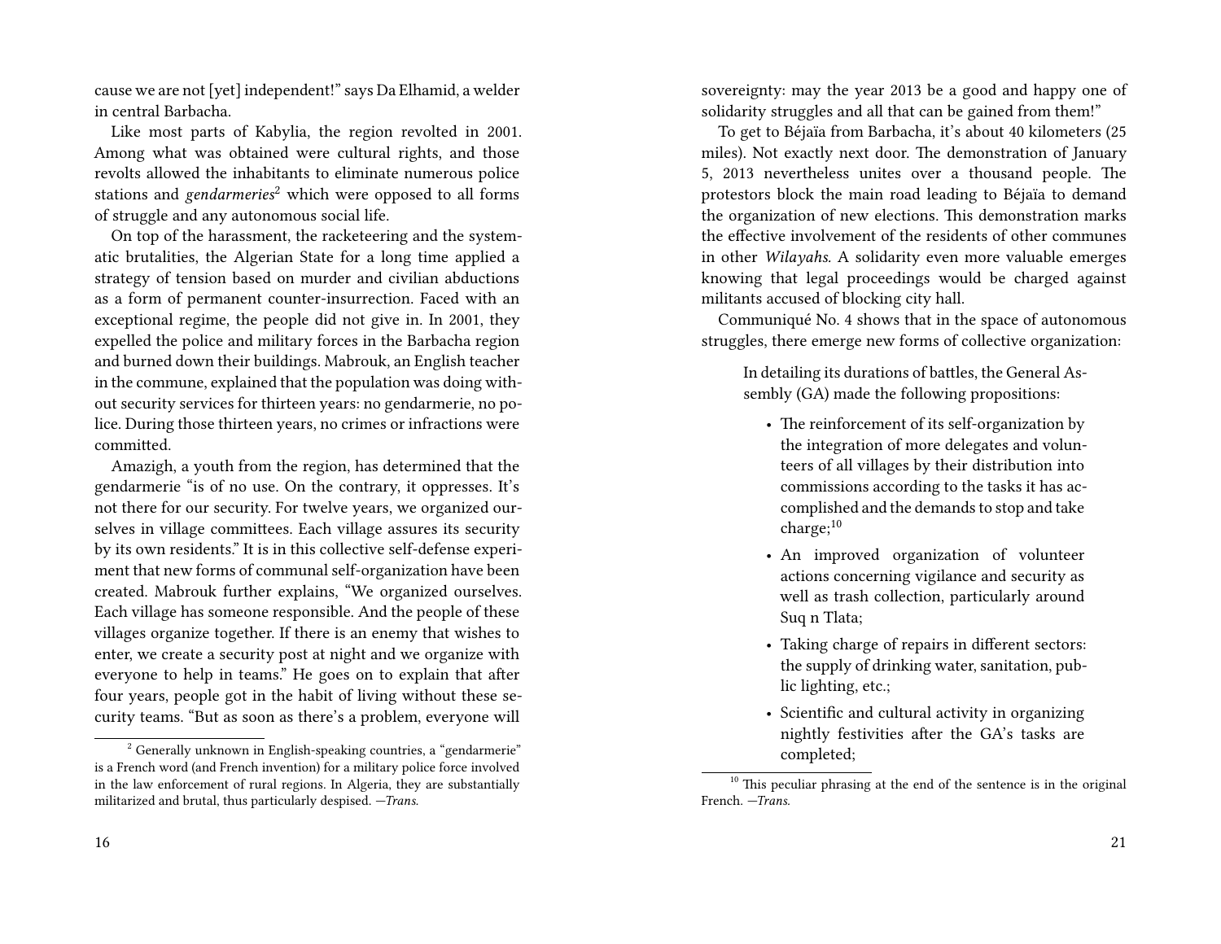cause we are not [yet] independent!" says Da Elhamid, a welder in central Barbacha.

Like most parts of Kabylia, the region revolted in 2001. Among what was obtained were cultural rights, and those revolts allowed the inhabitants to eliminate numerous police stations and *gendarmeries*[2] which were opposed to all forms of struggle and any autonomous social life.

On top of the harassment, the racketeering and the systematic brutalities, the Algerian State for a long time applied a strategy of tension based on murder and civilian abductions as a form of permanent counter-insurrection. Faced with an exceptional regime, the people did not give in. In 2001, they expelled the police and military forces in the Barbacha region and burned down their buildings. Mabrouk, an English teacher in the commune, explained that the population was doing without security services for thirteen years: no gendarmerie, no police. During those thirteen years, no crimes or infractions were committed.

Amazigh, a youth from the region, has determined that the gendarmerie "is of no use. On the contrary, it oppresses. It's not there for our security. For twelve years, we organized ourselves in village committees. Each village assures its security by its own residents." It is in this collective self-defense experiment that new forms of communal self-organization have been created. Mabrouk further explains, "We organized ourselves. Each village has someone responsible. And the people of these villages organize together. If there is an enemy that wishes to enter, we create a security post at night and we organize with everyone to help in teams." He goes on to explain that after four years, people got in the habit of living without these security teams. "But as soon as there's a problem, everyone will

[2] Generally unknown in English-speaking countries, a "gendarmerie" is a French word (and French invention) for a military police force involved in the law enforcement of rural regions. In Algeria, they are substantially militarized and brutal, thus particularly despised. —*Trans.*

sovereignty: may the year 2013 be a good and happy one of solidarity struggles and all that can be gained from them!"

To get to Béjaïa from Barbacha, it's about 40 kilometers (25 miles). Not exactly next door. The demonstration of January 5, 2013 nevertheless unites over a thousand people. The protestors block the main road leading to Béjaïa to demand the organization of new elections. This demonstration marks the effective involvement of the residents of other communes in other *Wilayahs*. A solidarity even more valuable emerges knowing that legal proceedings would be charged against militants accused of blocking city hall.

Communiqué No. 4 shows that in the space of autonomous struggles, there emerge new forms of collective organization:

> In detailing its durations of battles, the General Assembly (GA) made the following propositions:
>
> - The reinforcement of its self-organization by the integration of more delegates and volunteers of all villages by their distribution into commissions according to the tasks it has accomplished and the demands to stop and take charge;[10]
> - An improved organization of volunteer actions concerning vigilance and security as well as trash collection, particularly around Suq n Tlata;
> - Taking charge of repairs in different sectors: the supply of drinking water, sanitation, public lighting, etc.;
> - Scientific and cultural activity in organizing nightly festivities after the GA's tasks are completed;

[10] This peculiar phrasing at the end of the sentence is in the original French. —*Trans.*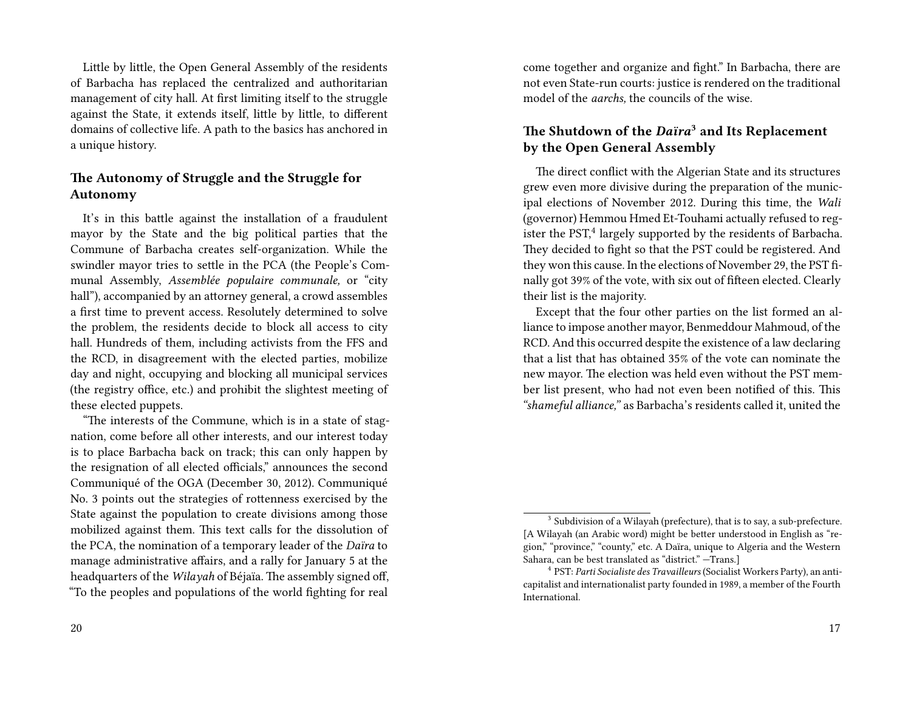Little by little, the Open General Assembly of the residents of Barbacha has replaced the centralized and authoritarian management of city hall. At first limiting itself to the struggle against the State, it extends itself, little by little, to different domains of collective life. A path to the basics has anchored in a unique history.

## The Autonomy of Struggle and the Struggle for Autonomy

It's in this battle against the installation of a fraudulent mayor by the State and the big political parties that the Commune of Barbacha creates self-organization. While the swindler mayor tries to settle in the PCA (the People's Communal Assembly, *Assemblée populaire communale,* or "city hall"), accompanied by an attorney general, a crowd assembles a first time to prevent access. Resolutely determined to solve the problem, the residents decide to block all access to city hall. Hundreds of them, including activists from the FFS and the RCD, in disagreement with the elected parties, mobilize day and night, occupying and blocking all municipal services (the registry office, etc.) and prohibit the slightest meeting of these elected puppets.

"The interests of the Commune, which is in a state of stagnation, come before all other interests, and our interest today is to place Barbacha back on track; this can only happen by the resignation of all elected officials," announces the second Communiqué of the OGA (December 30, 2012). Communiqué No. 3 points out the strategies of rottenness exercised by the State against the population to create divisions among those mobilized against them. This text calls for the dissolution of the PCA, the nomination of a temporary leader of the *Daïra* to manage administrative affairs, and a rally for January 5 at the headquarters of the *Wilayah* of Béjaïa. The assembly signed off, "To the peoples and populations of the world fighting for real come together and organize and fight." In Barbacha, there are not even State-run courts: justice is rendered on the traditional model of the *aarchs,* the councils of the wise.

## The Shutdown of the *Daïra*[3] and Its Replacement by the Open General Assembly

The direct conflict with the Algerian State and its structures grew even more divisive during the preparation of the municipal elections of November 2012. During this time, the *Wali* (governor) Hemmou Hmed Et-Touhami actually refused to register the PST,[4] largely supported by the residents of Barbacha. They decided to fight so that the PST could be registered. And they won this cause. In the elections of November 29, the PST finally got 39% of the vote, with six out of fifteen elected. Clearly their list is the majority.

Except that the four other parties on the list formed an alliance to impose another mayor, Benmeddour Mahmoud, of the RCD. And this occurred despite the existence of a law declaring that a list that has obtained 35% of the vote can nominate the new mayor. The election was held even without the PST member list present, who had not even been notified of this. This *"shameful alliance,"* as Barbacha's residents called it, united the

---

[3] Subdivision of a Wilayah (prefecture), that is to say, a sub-prefecture. [A Wilayah (an Arabic word) might be better understood in English as "region," "province," "county," etc. A Daïra, unique to Algeria and the Western Sahara, can be best translated as "district." —Trans.]

[4] PST: *Parti Socialiste des Travailleurs* (Socialist Workers Party), an anticapitalist and internationalist party founded in 1989, a member of the Fourth International.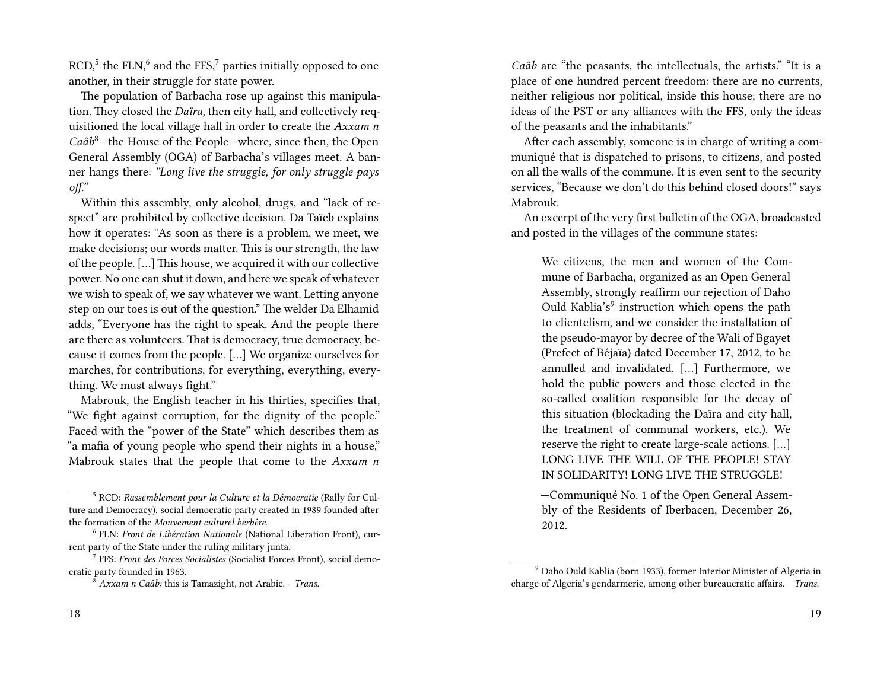RCD,[5] the FLN,[6] and the FFS,[7] parties initially opposed to one another, in their struggle for state power.

The population of Barbacha rose up against this manipulation. They closed the *Daïra,* then city hall, and collectively requisitioned the local village hall in order to create the *Axxam n Caâb*[8]—the House of the People—where, since then, the Open General Assembly (OGA) of Barbacha's villages meet. A banner hangs there: *"Long live the struggle, for only struggle pays off."*

Within this assembly, only alcohol, drugs, and "lack of respect" are prohibited by collective decision. Da Taïeb explains how it operates: "As soon as there is a problem, we meet, we make decisions; our words matter. This is our strength, the law of the people. […] This house, we acquired it with our collective power. No one can shut it down, and here we speak of whatever we wish to speak of, we say whatever we want. Letting anyone step on our toes is out of the question." The welder Da Elhamid adds, "Everyone has the right to speak. And the people there are there as volunteers. That is democracy, true democracy, because it comes from the people. […] We organize ourselves for marches, for contributions, for everything, everything, everything. We must always fight."

Mabrouk, the English teacher in his thirties, specifies that, "We fight against corruption, for the dignity of the people." Faced with the "power of the State" which describes them as "a mafia of young people who spend their nights in a house," Mabrouk states that the people that come to the *Axxam n Caâb* are "the peasants, the intellectuals, the artists." "It is a place of one hundred percent freedom: there are no currents, neither religious nor political, inside this house; there are no ideas of the PST or any alliances with the FFS, only the ideas of the peasants and the inhabitants."

After each assembly, someone is in charge of writing a communiqué that is dispatched to prisons, to citizens, and posted on all the walls of the commune. It is even sent to the security services, "Because we don't do this behind closed doors!" says Mabrouk.

An excerpt of the very first bulletin of the OGA, broadcasted and posted in the villages of the commune states:

> We citizens, the men and women of the Commune of Barbacha, organized as an Open General Assembly, strongly reaffirm our rejection of Daho Ould Kablia's[9] instruction which opens the path to clientelism, and we consider the installation of the pseudo-mayor by decree of the Wali of Bgayet (Prefect of Béjaïa) dated December 17, 2012, to be annulled and invalidated. […] Furthermore, we hold the public powers and those elected in the so-called coalition responsible for the decay of this situation (blockading the Daïra and city hall, the treatment of communal workers, etc.). We reserve the right to create large-scale actions. […] LONG LIVE THE WILL OF THE PEOPLE! STAY IN SOLIDARITY! LONG LIVE THE STRUGGLE!
>
> —Communiqué No. 1 of the Open General Assembly of the Residents of Iberbacen, December 26, 2012.

---

[5] RCD: *Rassemblement pour la Culture et la Démocratie* (Rally for Culture and Democracy), social democratic party created in 1989 founded after the formation of the *Mouvement culturel berbère.*

[6] FLN: *Front de Libération Nationale* (National Liberation Front), current party of the State under the ruling military junta.

[7] FFS: *Front des Forces Socialistes* (Socialist Forces Front), social democratic party founded in 1963.

[8] *Axxam n Caâb:* this is Tamazight, not Arabic. *—Trans.*

[9] Daho Ould Kablia (born 1933), former Interior Minister of Algeria in charge of Algeria's gendarmerie, among other bureaucratic affairs. *—Trans.*